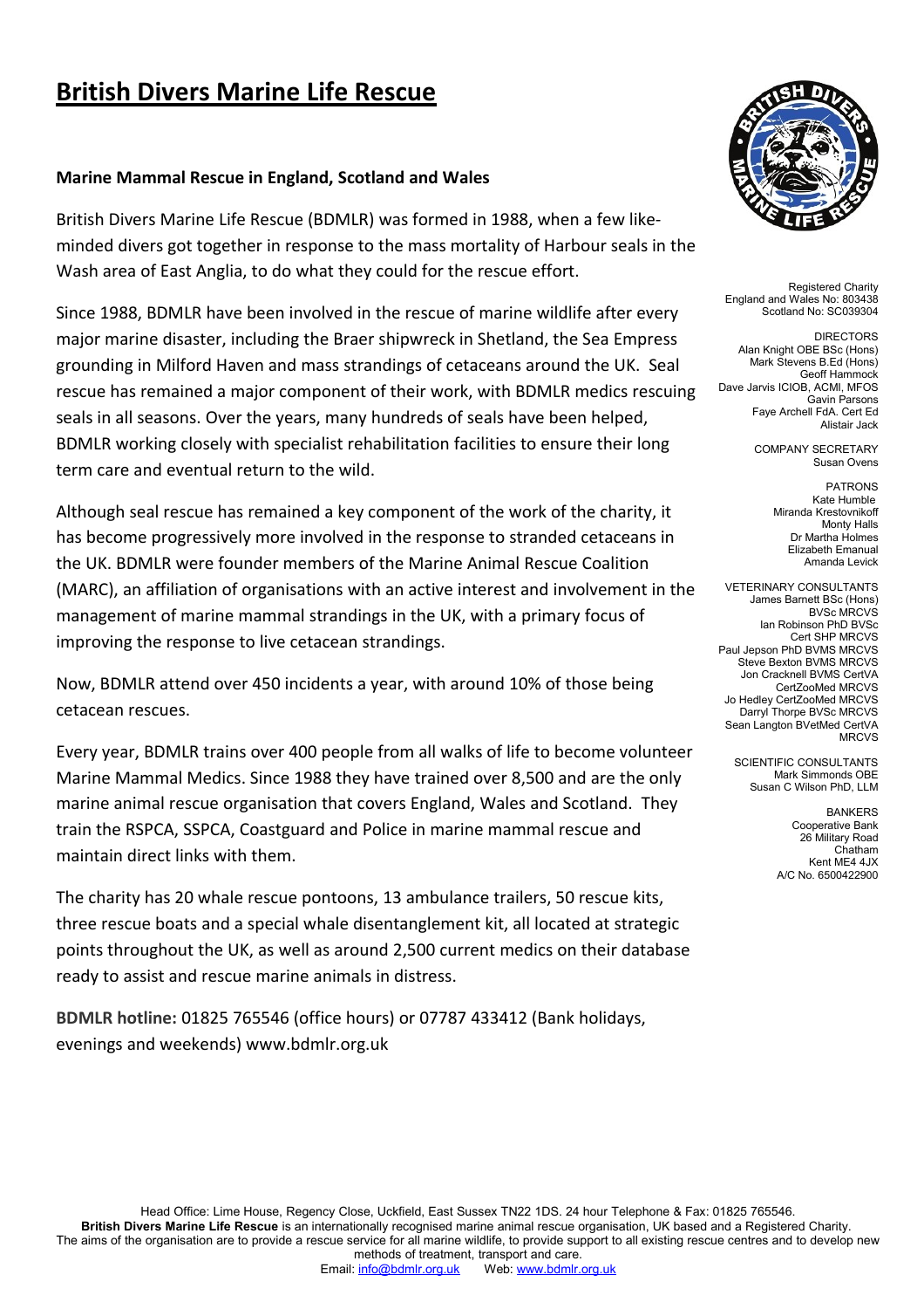# British Divers Marine Life Rescue

**Marine Mammal Rescue in England, Scotland and Wales**

British Divers Marine Life Rescue (BDMLR) was formed in 1988, when a few like-minded divers got together in response to the mass mortality of Harbour seals in the Wash area of East Anglia, to do what they could for the rescue effort.

Since 1988, BDMLR have been involved in the rescue of marine wildlife after every major marine disaster, including the Braer shipwreck in Shetland, the Sea Empress grounding in Milford Haven and mass strandings of cetaceans around the UK. Seal rescue has remained a major component of their work, with BDMLR medics rescuing seals in all seasons. Over the years, many hundreds of seals have been helped, BDMLR working closely with specialist rehabilitation facilities to ensure their long term care and eventual return to the wild.

Although seal rescue has remained a key component of the work of the charity, it has become progressively more involved in the response to stranded cetaceans in the UK. BDMLR were founder members of the Marine Animal Rescue Coalition (MARC), an affiliation of organisations with an active interest and involvement in the management of marine mammal strandings in the UK, with a primary focus of improving the response to live cetacean strandings.

Now, BDMLR attend over 450 incidents a year, with around 10% of those being cetacean rescues.

Every year, BDMLR trains over 400 people from all walks of life to become volunteer Marine Mammal Medics. Since 1988 they have trained over 8,500 and are the only marine animal rescue organisation that covers England, Wales and Scotland. They train the RSPCA, SSPCA, Coastguard and Police in marine mammal rescue and maintain direct links with them.

The charity has 20 whale rescue pontoons, 13 ambulance trailers, 50 rescue kits, three rescue boats and a special whale disentanglement kit, all located at strategic points throughout the UK, as well as around 2,500 current medics on their database ready to assist and rescue marine animals in distress.

**BDMLR hotline:** 01825 765546 (office hours) or 07787 433412 (Bank holidays, evenings and weekends) www.bdmlr.org.uk

Registered Charity
England and Wales No: 803438
Scotland No: SC039304

DIRECTORS
Alan Knight OBE BSc (Hons)
Mark Stevens B.Ed (Hons)
Geoff Hammock
Dave Jarvis ICIOB, ACMI, MFOS
Gavin Parsons
Faye Archell FdA. Cert Ed
Alistair Jack

COMPANY SECRETARY
Susan Ovens

PATRONS
Kate Humble
Miranda Krestovnikoff
Monty Halls
Dr Martha Holmes
Elizabeth Emanual
Amanda Levick

VETERINARY CONSULTANTS
James Barnett BSc (Hons) BVSc MRCVS
Ian Robinson PhD BVSc Cert SHP MRCVS
Paul Jepson PhD BVMS MRCVS
Steve Bexton BVMS MRCVS
Jon Cracknell BVMS CertVA CertZooMed MRCVS
Jo Hedley CertZooMed MRCVS
Darryl Thorpe BVSc MRCVS
Sean Langton BVetMed CertVA MRCVS

SCIENTIFIC CONSULTANTS
Mark Simmonds OBE
Susan C Wilson PhD, LLM

BANKERS
Cooperative Bank
26 Military Road
Chatham
Kent ME4 4JX
A/C No. 6500422900

Head Office: Lime House, Regency Close, Uckfield, East Sussex TN22 1DS. 24 hour Telephone & Fax: 01825 765546.
**British Divers Marine Life Rescue** is an internationally recognised marine animal rescue organisation, UK based and a Registered Charity.
The aims of the organisation are to provide a rescue service for all marine wildlife, to provide support to all existing rescue centres and to develop new methods of treatment, transport and care.
Email: info@bdmlr.org.uk Web: www.bdmlr.org.uk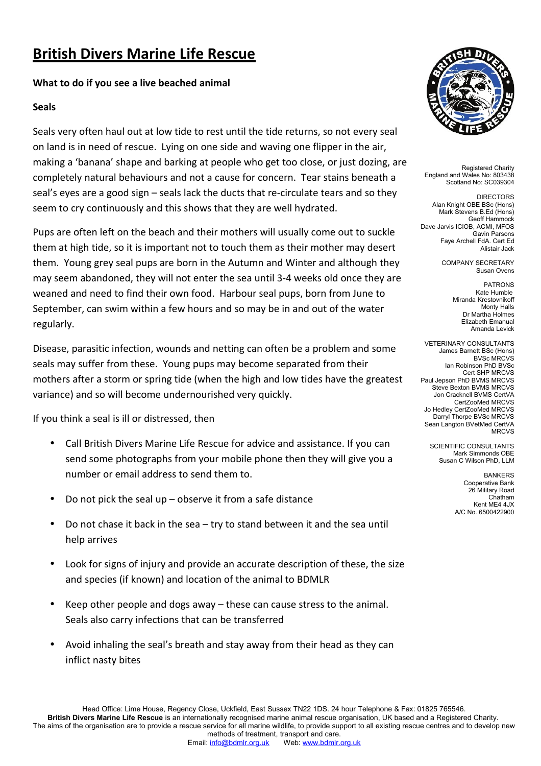# British Divers Marine Life Rescue

**What to do if you see a live beached animal**

**Seals**

Seals very often haul out at low tide to rest until the tide returns, so not every seal on land is in need of rescue. Lying on one side and waving one flipper in the air, making a 'banana' shape and barking at people who get too close, or just dozing, are completely natural behaviours and not a cause for concern. Tear stains beneath a seal's eyes are a good sign – seals lack the ducts that re-circulate tears and so they seem to cry continuously and this shows that they are well hydrated.

Pups are often left on the beach and their mothers will usually come out to suckle them at high tide, so it is important not to touch them as their mother may desert them. Young grey seal pups are born in the Autumn and Winter and although they may seem abandoned, they will not enter the sea until 3-4 weeks old once they are weaned and need to find their own food. Harbour seal pups, born from June to September, can swim within a few hours and so may be in and out of the water regularly.

Disease, parasitic infection, wounds and netting can often be a problem and some seals may suffer from these. Young pups may become separated from their mothers after a storm or spring tide (when the high and low tides have the greatest variance) and so will become undernourished very quickly.

If you think a seal is ill or distressed, then

- Call British Divers Marine Life Rescue for advice and assistance. If you can send some photographs from your mobile phone then they will give you a number or email address to send them to.
- Do not pick the seal up – observe it from a safe distance
- Do not chase it back in the sea – try to stand between it and the sea until help arrives
- Look for signs of injury and provide an accurate description of these, the size and species (if known) and location of the animal to BDMLR
- Keep other people and dogs away – these can cause stress to the animal. Seals also carry infections that can be transferred
- Avoid inhaling the seal's breath and stay away from their head as they can inflict nasty bites

Registered Charity
England and Wales No: 803438
Scotland No: SC039304

DIRECTORS
Alan Knight OBE BSc (Hons)
Mark Stevens B.Ed (Hons)
Geoff Hammock
Dave Jarvis ICIOB, ACMI, MFOS
Gavin Parsons
Faye Archell FdA. Cert Ed
Alistair Jack

COMPANY SECRETARY
Susan Ovens

PATRONS
Kate Humble
Miranda Krestovnikoff
Monty Halls
Dr Martha Holmes
Elizabeth Emanual
Amanda Levick

VETERINARY CONSULTANTS
James Barnett BSc (Hons) BVSc MRCVS
Ian Robinson PhD BVSc Cert SHP MRCVS
Paul Jepson PhD BVMS MRCVS
Steve Bexton BVMS MRCVS
Jon Cracknell BVMS CertVA CertZooMed MRCVS
Jo Hedley CertZooMed MRCVS
Darryl Thorpe BVSc MRCVS
Sean Langton BVetMed CertVA MRCVS

SCIENTIFIC CONSULTANTS
Mark Simmonds OBE
Susan C Wilson PhD, LLM

BANKERS
Cooperative Bank
26 Military Road
Chatham
Kent ME4 4JX
A/C No. 6500422900

Head Office: Lime House, Regency Close, Uckfield, East Sussex TN22 1DS. 24 hour Telephone & Fax: 01825 765546.
**British Divers Marine Life Rescue** is an internationally recognised marine animal rescue organisation, UK based and a Registered Charity.
The aims of the organisation are to provide a rescue service for all marine wildlife, to provide support to all existing rescue centres and to develop new methods of treatment, transport and care.
Email: info@bdmlr.org.uk Web: www.bdmlr.org.uk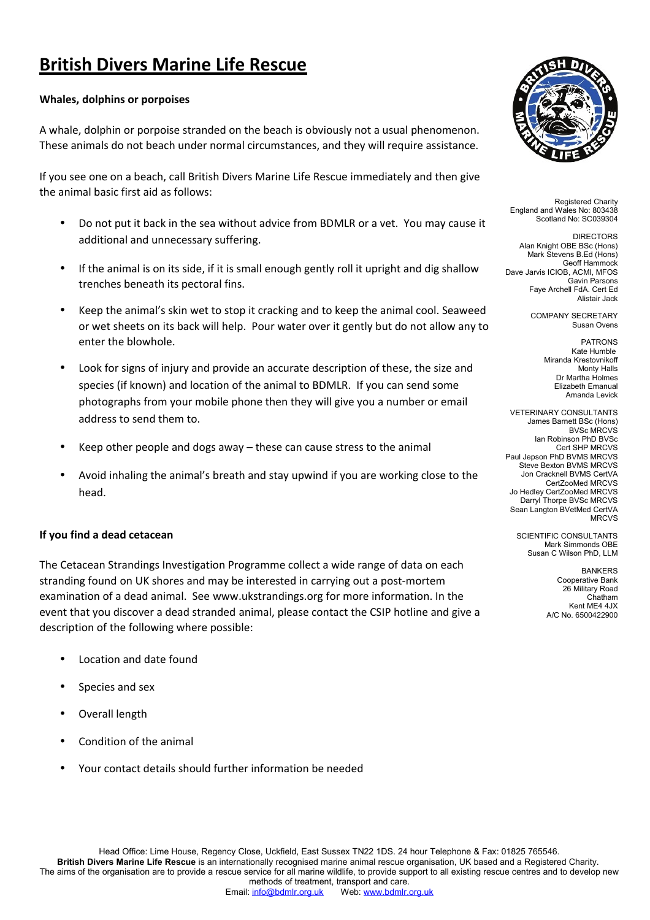# British Divers Marine Life Rescue

**Whales, dolphins or porpoises**

A whale, dolphin or porpoise stranded on the beach is obviously not a usual phenomenon. These animals do not beach under normal circumstances, and they will require assistance.

If you see one on a beach, call British Divers Marine Life Rescue immediately and then give the animal basic first aid as follows:

- Do not put it back in the sea without advice from BDMLR or a vet. You may cause it additional and unnecessary suffering.
- If the animal is on its side, if it is small enough gently roll it upright and dig shallow trenches beneath its pectoral fins.
- Keep the animal's skin wet to stop it cracking and to keep the animal cool. Seaweed or wet sheets on its back will help. Pour water over it gently but do not allow any to enter the blowhole.
- Look for signs of injury and provide an accurate description of these, the size and species (if known) and location of the animal to BDMLR. If you can send some photographs from your mobile phone then they will give you a number or email address to send them to.
- Keep other people and dogs away – these can cause stress to the animal
- Avoid inhaling the animal's breath and stay upwind if you are working close to the head.

**If you find a dead cetacean**

The Cetacean Strandings Investigation Programme collect a wide range of data on each stranding found on UK shores and may be interested in carrying out a post-mortem examination of a dead animal. See www.ukstrandings.org for more information. In the event that you discover a dead stranded animal, please contact the CSIP hotline and give a description of the following where possible:

- Location and date found
- Species and sex
- Overall length
- Condition of the animal
- Your contact details should further information be needed

Registered Charity
England and Wales No: 803438
Scotland No: SC039304

DIRECTORS
Alan Knight OBE BSc (Hons)
Mark Stevens B.Ed (Hons)
Geoff Hammock
Dave Jarvis ICIOB, ACMI, MFOS
Gavin Parsons
Faye Archell FdA. Cert Ed
Alistair Jack

COMPANY SECRETARY
Susan Ovens

PATRONS
Kate Humble
Miranda Krestovnikoff
Monty Halls
Dr Martha Holmes
Elizabeth Emanual
Amanda Levick

VETERINARY CONSULTANTS
James Barnett BSc (Hons) BVSc MRCVS
Ian Robinson PhD BVSc Cert SHP MRCVS
Paul Jepson PhD BVMS MRCVS
Steve Bexton BVMS MRCVS
Jon Cracknell BVMS CertVA CertZooMed MRCVS
Jo Hedley CertZooMed MRCVS
Darryl Thorpe BVSc MRCVS
Sean Langton BVetMed CertVA MRCVS

SCIENTIFIC CONSULTANTS
Mark Simmonds OBE
Susan C Wilson PhD, LLM

BANKERS
Cooperative Bank
26 Military Road
Chatham
Kent ME4 4JX
A/C No. 6500422900

Head Office: Lime House, Regency Close, Uckfield, East Sussex TN22 1DS. 24 hour Telephone & Fax: 01825 765546.
**British Divers Marine Life Rescue** is an internationally recognised marine animal rescue organisation, UK based and a Registered Charity.
The aims of the organisation are to provide a rescue service for all marine wildlife, to provide support to all existing rescue centres and to develop new methods of treatment, transport and care.
Email: info@bdmlr.org.uk Web: www.bdmlr.org.uk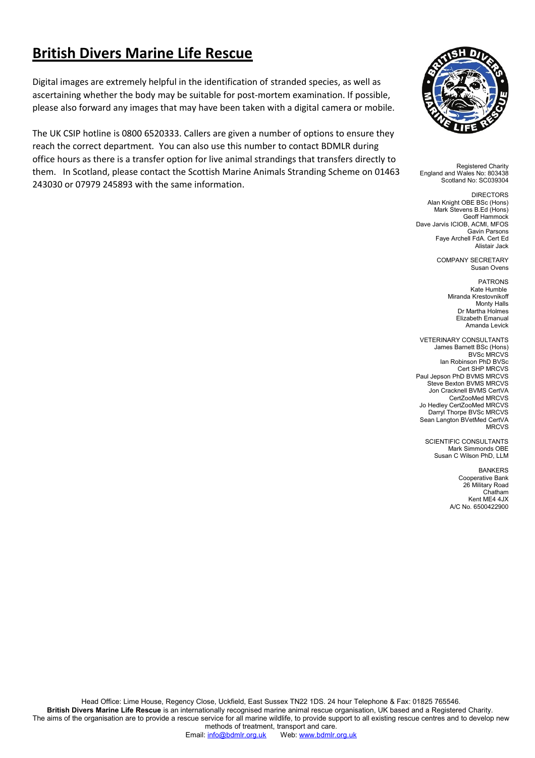# British Divers Marine Life Rescue

Digital images are extremely helpful in the identification of stranded species, as well as ascertaining whether the body may be suitable for post-mortem examination. If possible, please also forward any images that may have been taken with a digital camera or mobile.

The UK CSIP hotline is 0800 6520333. Callers are given a number of options to ensure they reach the correct department. You can also use this number to contact BDMLR during office hours as there is a transfer option for live animal strandings that transfers directly to them. In Scotland, please contact the Scottish Marine Animals Stranding Scheme on 01463 243030 or 07979 245893 with the same information.

Registered Charity
England and Wales No: 803438
Scotland No: SC039304

DIRECTORS
Alan Knight OBE BSc (Hons)
Mark Stevens B.Ed (Hons)
Geoff Hammock
Dave Jarvis ICIOB, ACMI, MFOS
Gavin Parsons
Faye Archell FdA. Cert Ed
Alistair Jack

COMPANY SECRETARY
Susan Ovens

PATRONS
Kate Humble
Miranda Krestovnikoff
Monty Halls
Dr Martha Holmes
Elizabeth Emanual
Amanda Levick

VETERINARY CONSULTANTS
James Barnett BSc (Hons) BVSc MRCVS
Ian Robinson PhD BVSc Cert SHP MRCVS
Paul Jepson PhD BVMS MRCVS
Steve Bexton BVMS MRCVS
Jon Cracknell BVMS CertVA CertZooMed MRCVS
Jo Hedley CertZooMed MRCVS
Darryl Thorpe BVSc MRCVS
Sean Langton BVetMed CertVA MRCVS

SCIENTIFIC CONSULTANTS
Mark Simmonds OBE
Susan C Wilson PhD, LLM

BANKERS
Cooperative Bank
26 Military Road
Chatham
Kent ME4 4JX
A/C No. 6500422900

Head Office: Lime House, Regency Close, Uckfield, East Sussex TN22 1DS. 24 hour Telephone & Fax: 01825 765546.
**British Divers Marine Life Rescue** is an internationally recognised marine animal rescue organisation, UK based and a Registered Charity.
The aims of the organisation are to provide a rescue service for all marine wildlife, to provide support to all existing rescue centres and to develop new methods of treatment, transport and care.
Email: info@bdmlr.org.uk Web: www.bdmlr.org.uk